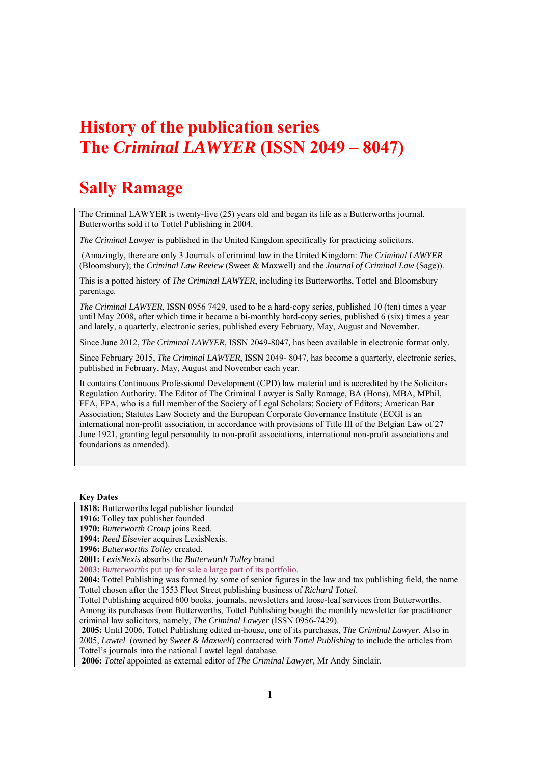# History of the publication series
# The *Criminal LAWYER* (ISSN 2049 – 8047)

## Sally Ramage

The Criminal LAWYER is twenty-five (25) years old and began its life as a Butterworths journal. Butterworths sold it to Tottel Publishing in 2004.

*The Criminal Lawyer* is published in the United Kingdom specifically for practicing solicitors.

(Amazingly, there are only 3 Journals of criminal law in the United Kingdom: *The Criminal LAWYER* (Bloomsbury); the *Criminal Law Review* (Sweet & Maxwell) and the *Journal of Criminal Law* (Sage)).

This is a potted history of *The Criminal LAWYER*, including its Butterworths, Tottel and Bloomsbury parentage.

*The Criminal LAWYER*, ISSN 0956 7429, used to be a hard-copy series, published 10 (ten) times a year until May 2008, after which time it became a bi-monthly hard-copy series, published 6 (six) times a year and lately, a quarterly, electronic series, published every February, May, August and November.

Since June 2012, *The Criminal LAWYER,* ISSN 2049-8047*,* has been available in electronic format only.

Since February 2015, *The Criminal LAWYER*, ISSN 2049- 8047, has become a quarterly, electronic series, published in February, May, August and November each year.

It contains Continuous Professional Development (CPD) law material and is accredited by the Solicitors Regulation Authority. The Editor of The Criminal Lawyer is Sally Ramage, BA (Hons), MBA, MPhil, FFA, FPA, who is a full member of the Society of Legal Scholars; Society of Editors; American Bar Association; Statutes Law Society and the European Corporate Governance Institute (ECGI is an international non-profit association, in accordance with provisions of Title III of the Belgian Law of 27 June 1921, granting legal personality to non-profit associations, international non-profit associations and foundations as amended).

**Key Dates**

**1818:** Butterworths legal publisher founded
**1916:** Tolley tax publisher founded
**1970:** *Butterworth Group* joins Reed.
**1994:** *Reed Elsevier* acquires LexisNexis.
**1996:** *Butterworths Tolley* created.
**2001:** *LexisNexis* absorbs the *Butterworth Tolley* brand
**2003:** *Butterworths* put up for sale a large part of its portfolio.
**2004:** Tottel Publishing was formed by some of senior figures in the law and tax publishing field, the name Tottel chosen after the 1553 Fleet Street publishing business of *Richard Tottel*.
Tottel Publishing acquired 600 books, journals, newsletters and loose-leaf services from Butterworths. Among its purchases from Butterworths, Tottel Publishing bought the monthly newsletter for practitioner criminal law solicitors, namely, *The Criminal Lawyer* (ISSN 0956-7429).
**2005:** Until 2006, Tottel Publishing edited in-house, one of its purchases, *The Criminal Lawyer*. Also in 2005, *Lawtel* (owned by *Sweet & Maxwell*) contracted with *Tottel Publishing* to include the articles from Tottel's journals into the national Lawtel legal database.
**2006:** *Tottel* appointed as external editor of *The Criminal Lawyer,* Mr Andy Sinclair.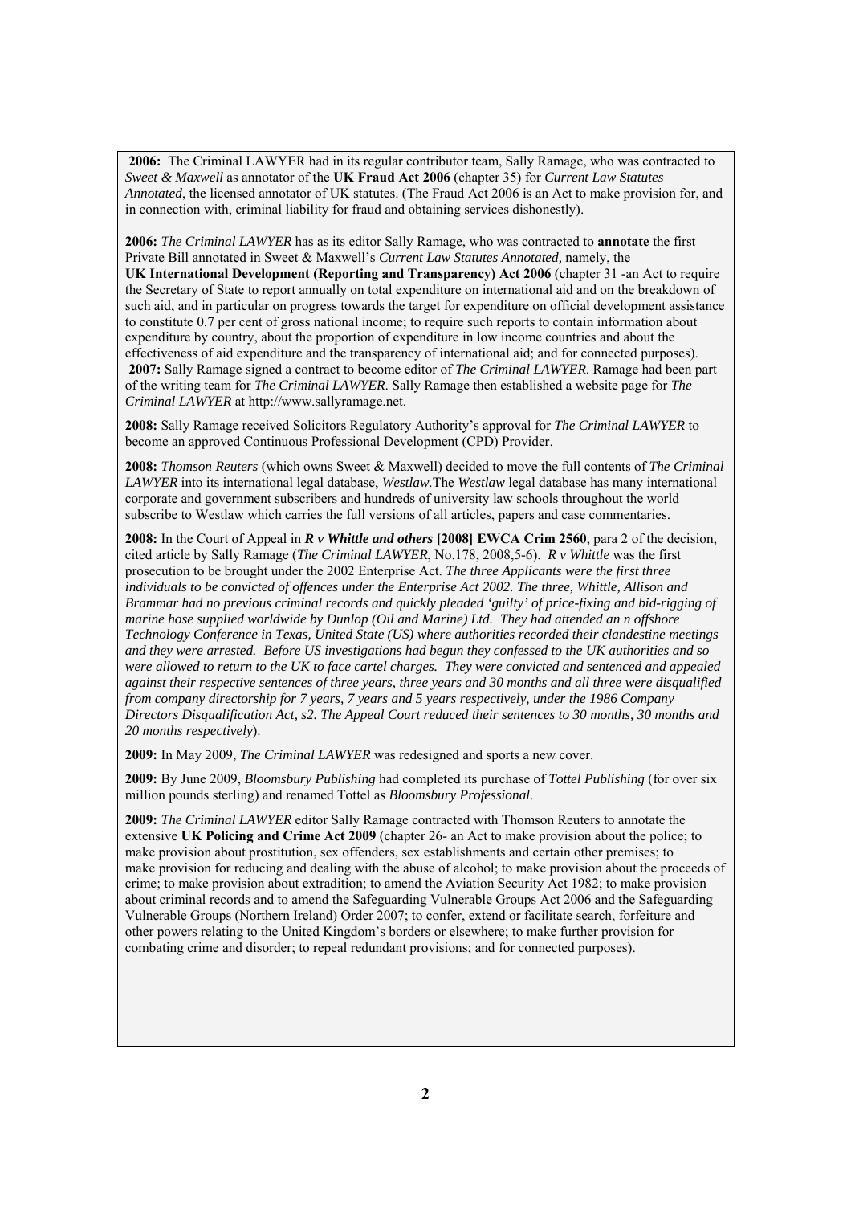**2006:** The Criminal LAWYER had in its regular contributor team, Sally Ramage, who was contracted to *Sweet & Maxwell* as annotator of the **UK Fraud Act 2006** (chapter 35) for *Current Law Statutes Annotated*, the licensed annotator of UK statutes. (The Fraud Act 2006 is an Act to make provision for, and in connection with, criminal liability for fraud and obtaining services dishonestly).

**2006:** *The Criminal LAWYER* has as its editor Sally Ramage, who was contracted to **annotate** the first Private Bill annotated in Sweet & Maxwell's *Current Law Statutes Annotated,* namely, the **UK International Development (Reporting and Transparency) Act 2006** (chapter 31 -an Act to require the Secretary of State to report annually on total expenditure on international aid and on the breakdown of such aid, and in particular on progress towards the target for expenditure on official development assistance to constitute 0.7 per cent of gross national income; to require such reports to contain information about expenditure by country, about the proportion of expenditure in low income countries and about the effectiveness of aid expenditure and the transparency of international aid; and for connected purposes).

**2007:** Sally Ramage signed a contract to become editor of *The Criminal LAWYER*. Ramage had been part of the writing team for *The Criminal LAWYER*. Sally Ramage then established a website page for *The Criminal LAWYER* at http://www.sallyramage.net.

**2008:** Sally Ramage received Solicitors Regulatory Authority's approval for *The Criminal LAWYER* to become an approved Continuous Professional Development (CPD) Provider.

**2008:** *Thomson Reuters* (which owns Sweet & Maxwell) decided to move the full contents of *The Criminal LAWYER* into its international legal database, *Westlaw.*The *Westlaw* legal database has many international corporate and government subscribers and hundreds of university law schools throughout the world subscribe to Westlaw which carries the full versions of all articles, papers and case commentaries.

**2008:** In the Court of Appeal in ***R v Whittle and others* [2008] EWCA Crim 2560**, para 2 of the decision, cited article by Sally Ramage (*The Criminal LAWYER*, No.178, 2008,5-6). *R v Whittle* was the first prosecution to be brought under the 2002 Enterprise Act. *The three Applicants were the first three individuals to be convicted of offences under the Enterprise Act 2002. The three, Whittle, Allison and Brammar had no previous criminal records and quickly pleaded 'guilty' of price-fixing and bid-rigging of marine hose supplied worldwide by Dunlop (Oil and Marine) Ltd. They had attended an n offshore Technology Conference in Texas, United State (US) where authorities recorded their clandestine meetings and they were arrested. Before US investigations had begun they confessed to the UK authorities and so were allowed to return to the UK to face cartel charges. They were convicted and sentenced and appealed against their respective sentences of three years, three years and 30 months and all three were disqualified from company directorship for 7 years, 7 years and 5 years respectively, under the 1986 Company Directors Disqualification Act, s2. The Appeal Court reduced their sentences to 30 months, 30 months and 20 months respectively*).

**2009:** In May 2009, *The Criminal LAWYER* was redesigned and sports a new cover.

**2009:** By June 2009, *Bloomsbury Publishing* had completed its purchase of *Tottel Publishing* (for over six million pounds sterling) and renamed Tottel as *Bloomsbury Professional*.

**2009:** *The Criminal LAWYER* editor Sally Ramage contracted with Thomson Reuters to annotate the extensive **UK Policing and Crime Act 2009** (chapter 26- an Act to make provision about the police; to make provision about prostitution, sex offenders, sex establishments and certain other premises; to make provision for reducing and dealing with the abuse of alcohol; to make provision about the proceeds of crime; to make provision about extradition; to amend the Aviation Security Act 1982; to make provision about criminal records and to amend the Safeguarding Vulnerable Groups Act 2006 and the Safeguarding Vulnerable Groups (Northern Ireland) Order 2007; to confer, extend or facilitate search, forfeiture and other powers relating to the United Kingdom's borders or elsewhere; to make further provision for combating crime and disorder; to repeal redundant provisions; and for connected purposes).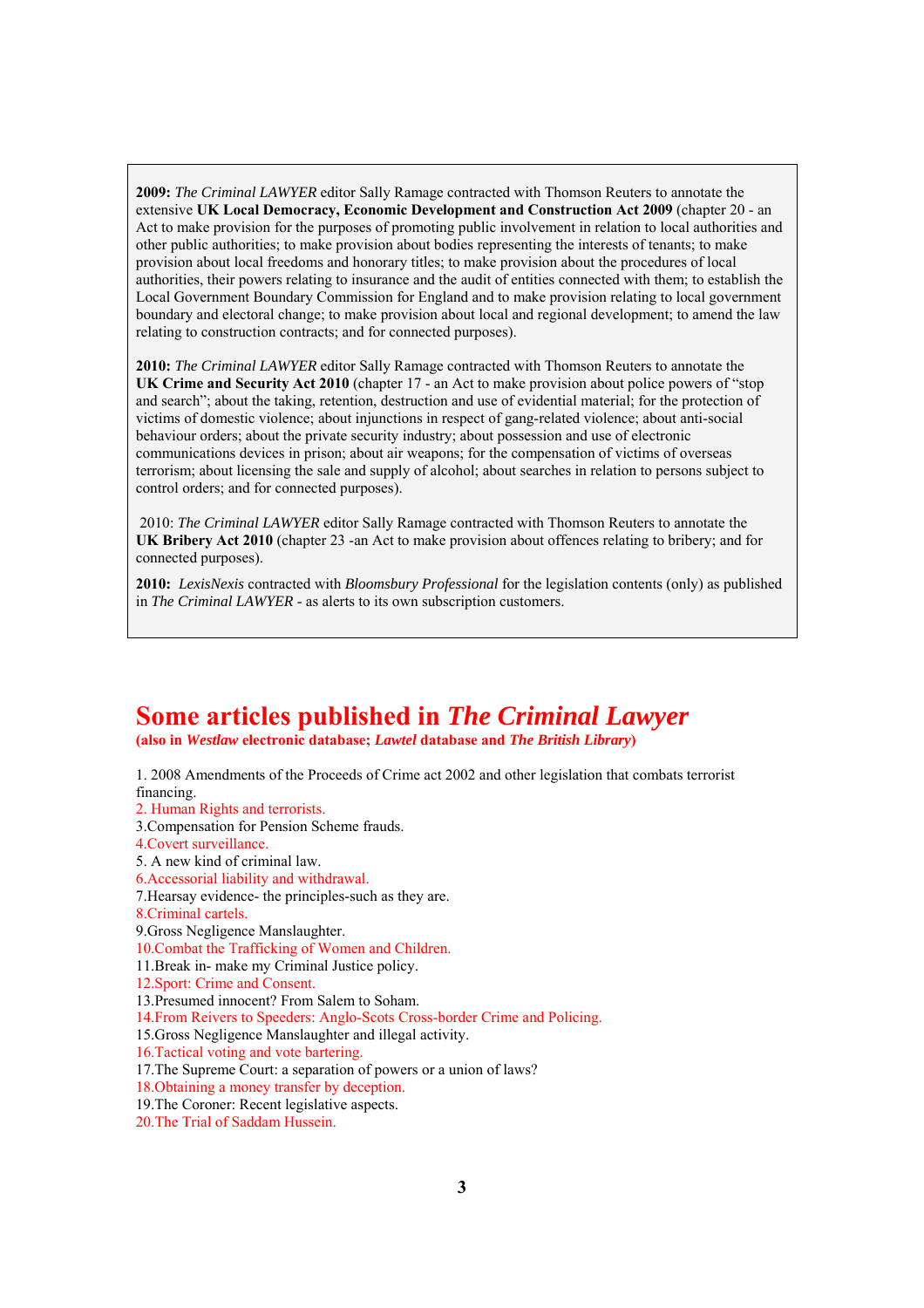**2009:** *The Criminal LAWYER* editor Sally Ramage contracted with Thomson Reuters to annotate the extensive **UK Local Democracy, Economic Development and Construction Act 2009** (chapter 20 - an Act to make provision for the purposes of promoting public involvement in relation to local authorities and other public authorities; to make provision about bodies representing the interests of tenants; to make provision about local freedoms and honorary titles; to make provision about the procedures of local authorities, their powers relating to insurance and the audit of entities connected with them; to establish the Local Government Boundary Commission for England and to make provision relating to local government boundary and electoral change; to make provision about local and regional development; to amend the law relating to construction contracts; and for connected purposes).

**2010:** *The Criminal LAWYER* editor Sally Ramage contracted with Thomson Reuters to annotate the **UK Crime and Security Act 2010** (chapter 17 - an Act to make provision about police powers of "stop and search"; about the taking, retention, destruction and use of evidential material; for the protection of victims of domestic violence; about injunctions in respect of gang-related violence; about anti-social behaviour orders; about the private security industry; about possession and use of electronic communications devices in prison; about air weapons; for the compensation of victims of overseas terrorism; about licensing the sale and supply of alcohol; about searches in relation to persons subject to control orders; and for connected purposes).

2010: *The Criminal LAWYER* editor Sally Ramage contracted with Thomson Reuters to annotate the **UK Bribery Act 2010** (chapter 23 -an Act to make provision about offences relating to bribery; and for connected purposes).

**2010:** *LexisNexis* contracted with *Bloomsbury Professional* for the legislation contents (only) as published in *The Criminal LAWYER* - as alerts to its own subscription customers.

# Some articles published in *The Criminal Lawyer*

**(also in *Westlaw* electronic database; *Lawtel* database and *The British Library*)**

1. 2008 Amendments of the Proceeds of Crime act 2002 and other legislation that combats terrorist financing.
2. Human Rights and terrorists.
3. Compensation for Pension Scheme frauds.
4. Covert surveillance.
5. A new kind of criminal law.
6. Accessorial liability and withdrawal.
7. Hearsay evidence- the principles-such as they are.
8. Criminal cartels.
9. Gross Negligence Manslaughter.
10. Combat the Trafficking of Women and Children.
11. Break in- make my Criminal Justice policy.
12. Sport: Crime and Consent.
13. Presumed innocent? From Salem to Soham.
14. From Reivers to Speeders: Anglo-Scots Cross-border Crime and Policing.
15. Gross Negligence Manslaughter and illegal activity.
16. Tactical voting and vote bartering.
17. The Supreme Court: a separation of powers or a union of laws?
18. Obtaining a money transfer by deception.
19. The Coroner: Recent legislative aspects.
20. The Trial of Saddam Hussein.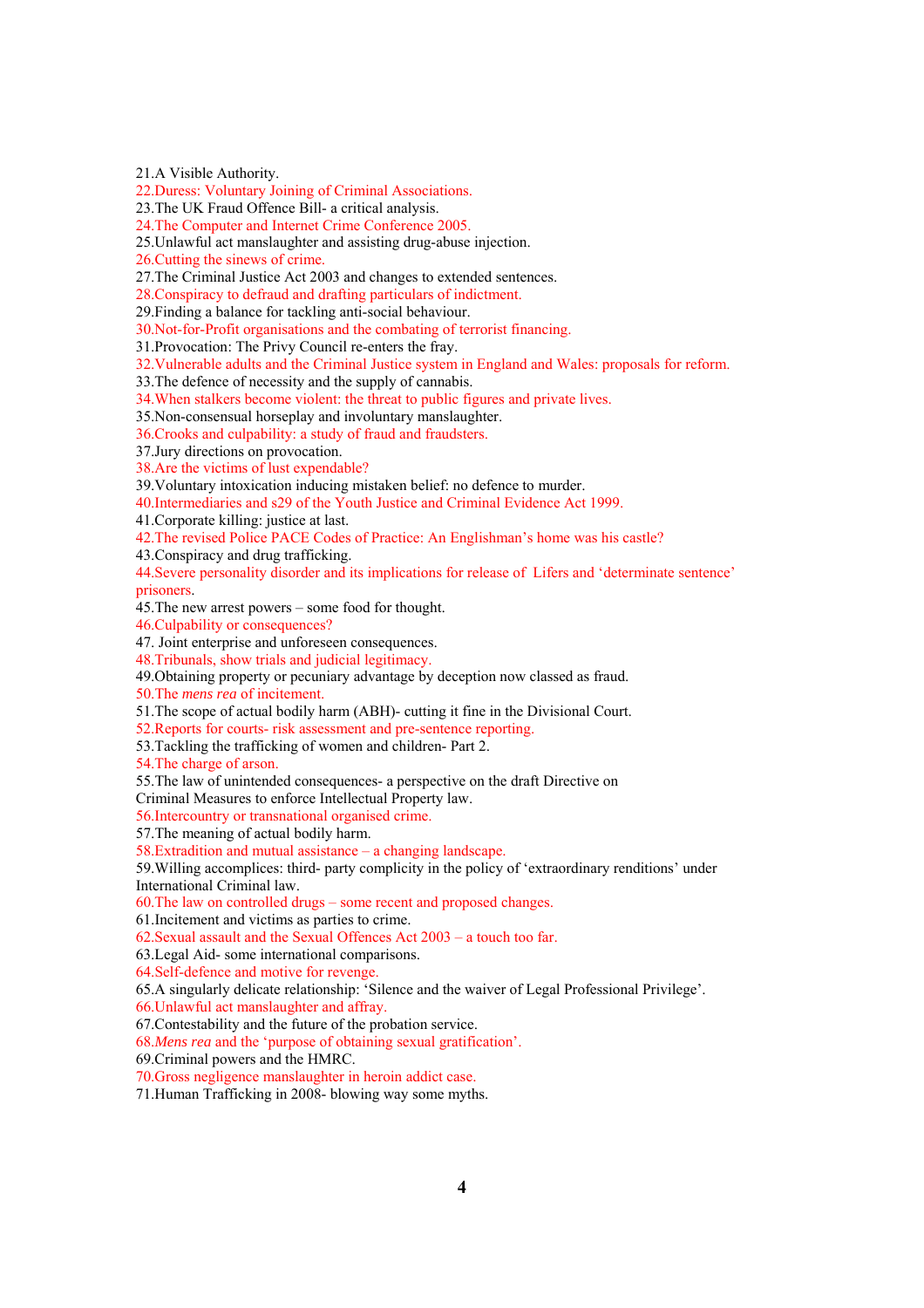21.A Visible Authority.
22.Duress: Voluntary Joining of Criminal Associations.
23.The UK Fraud Offence Bill- a critical analysis.
24.The Computer and Internet Crime Conference 2005.
25.Unlawful act manslaughter and assisting drug-abuse injection.
26.Cutting the sinews of crime.
27.The Criminal Justice Act 2003 and changes to extended sentences.
28.Conspiracy to defraud and drafting particulars of indictment.
29.Finding a balance for tackling anti-social behaviour.
30.Not-for-Profit organisations and the combating of terrorist financing.
31.Provocation: The Privy Council re-enters the fray.
32.Vulnerable adults and the Criminal Justice system in England and Wales: proposals for reform.
33.The defence of necessity and the supply of cannabis.
34.When stalkers become violent: the threat to public figures and private lives.
35.Non-consensual horseplay and involuntary manslaughter.
36.Crooks and culpability: a study of fraud and fraudsters.
37.Jury directions on provocation.
38.Are the victims of lust expendable?
39.Voluntary intoxication inducing mistaken belief: no defence to murder.
40.Intermediaries and s29 of the Youth Justice and Criminal Evidence Act 1999.
41.Corporate killing: justice at last.
42.The revised Police PACE Codes of Practice: An Englishman's home was his castle?
43.Conspiracy and drug trafficking.
44.Severe personality disorder and its implications for release of Lifers and 'determinate sentence' prisoners.
45.The new arrest powers – some food for thought.
46.Culpability or consequences?
47. Joint enterprise and unforeseen consequences.
48.Tribunals, show trials and judicial legitimacy.
49.Obtaining property or pecuniary advantage by deception now classed as fraud.
50.The *mens rea* of incitement.
51.The scope of actual bodily harm (ABH)- cutting it fine in the Divisional Court.
52.Reports for courts- risk assessment and pre-sentence reporting.
53.Tackling the trafficking of women and children- Part 2.
54.The charge of arson.
55.The law of unintended consequences- a perspective on the draft Directive on Criminal Measures to enforce Intellectual Property law.
56.Intercountry or transnational organised crime.
57.The meaning of actual bodily harm.
58.Extradition and mutual assistance – a changing landscape.
59.Willing accomplices: third- party complicity in the policy of 'extraordinary renditions' under International Criminal law.
60.The law on controlled drugs – some recent and proposed changes.
61.Incitement and victims as parties to crime.
62.Sexual assault and the Sexual Offences Act 2003 – a touch too far.
63.Legal Aid- some international comparisons.
64.Self-defence and motive for revenge.
65.A singularly delicate relationship: 'Silence and the waiver of Legal Professional Privilege'.
66.Unlawful act manslaughter and affray.
67.Contestability and the future of the probation service.
68.*Mens rea* and the 'purpose of obtaining sexual gratification'.
69.Criminal powers and the HMRC.
70.Gross negligence manslaughter in heroin addict case.
71.Human Trafficking in 2008- blowing way some myths.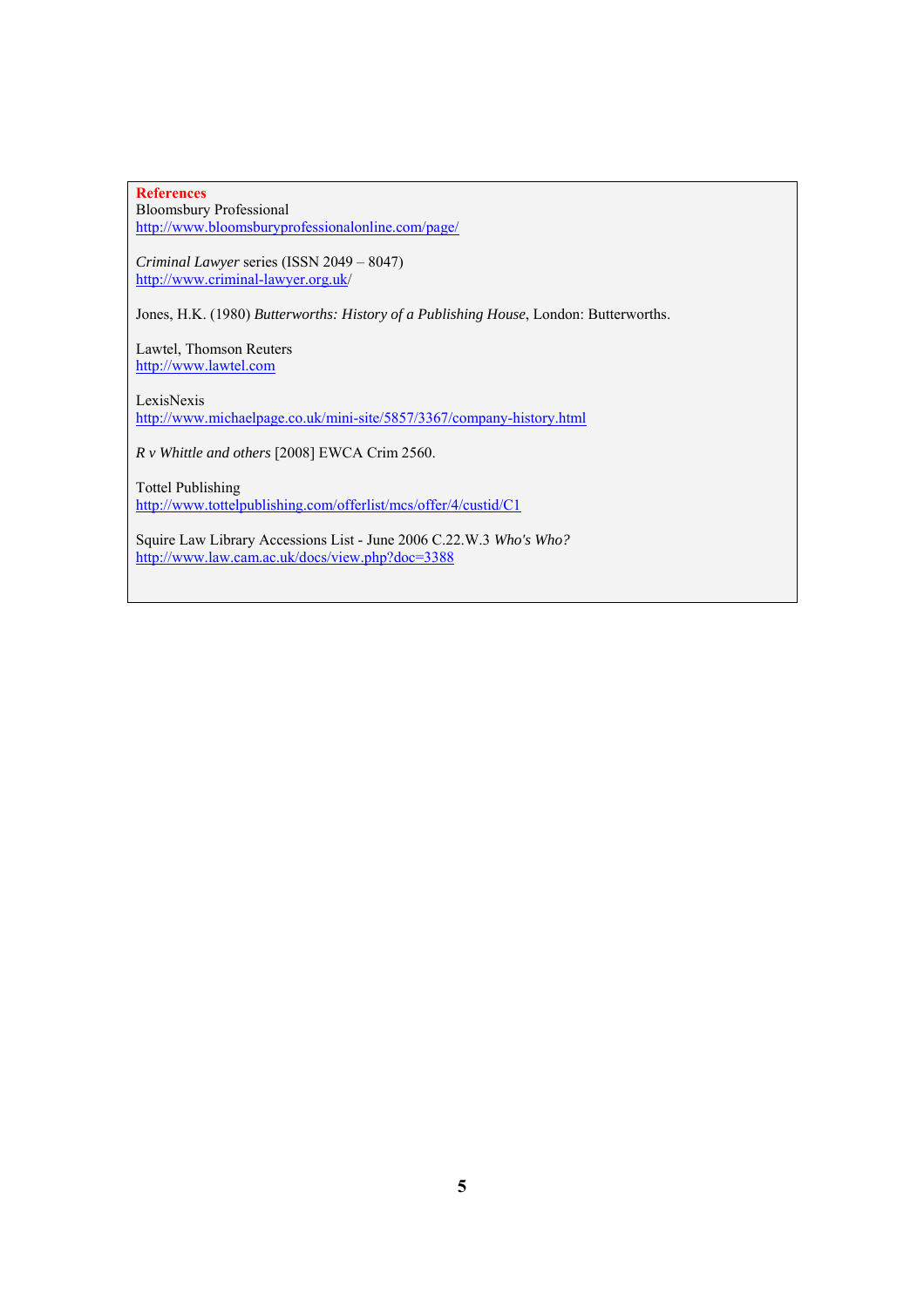**References**

Bloomsbury Professional
http://www.bloomsburyprofessionalonline.com/page/

*Criminal Lawyer* series (ISSN 2049 – 8047)
http://www.criminal-lawyer.org.uk/

Jones, H.K. (1980) *Butterworths: History of a Publishing House*, London: Butterworths.

Lawtel, Thomson Reuters
http://www.lawtel.com

LexisNexis
http://www.michaelpage.co.uk/mini-site/5857/3367/company-history.html

*R v Whittle and others* [2008] EWCA Crim 2560.

Tottel Publishing
http://www.tottelpublishing.com/offerlist/mcs/offer/4/custid/C1

Squire Law Library Accessions List - June 2006 C.22.W.3 *Who's Who?*
http://www.law.cam.ac.uk/docs/view.php?doc=3388